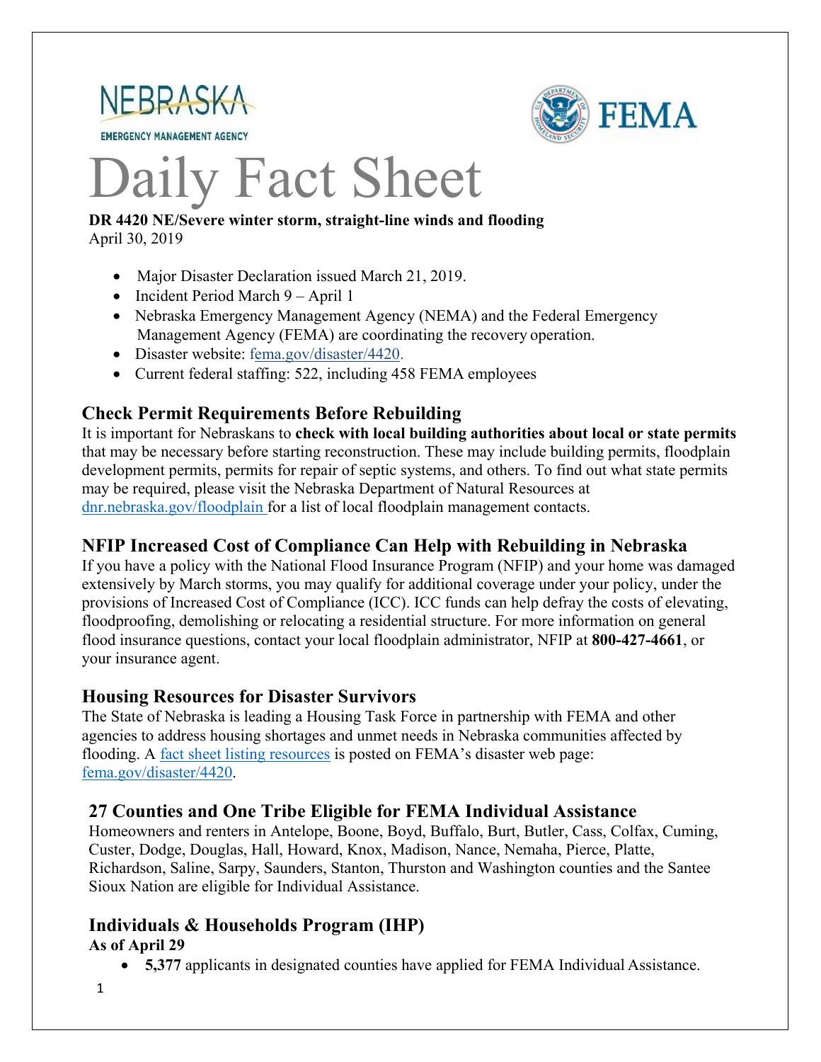NEBRASKA
EMERGENCY MANAGEMENT AGENCY

FEMA

# Daily Fact Sheet

**DR 4420 NE/Severe winter storm, straight-line winds and flooding**
April 30, 2019

- Major Disaster Declaration issued March 21, 2019.
- Incident Period March 9 – April 1
- Nebraska Emergency Management Agency (NEMA) and the Federal Emergency Management Agency (FEMA) are coordinating the recovery operation.
- Disaster website: fema.gov/disaster/4420.
- Current federal staffing: 522, including 458 FEMA employees

## Check Permit Requirements Before Rebuilding

It is important for Nebraskans to **check with local building authorities about local or state permits** that may be necessary before starting reconstruction. These may include building permits, floodplain development permits, permits for repair of septic systems, and others. To find out what state permits may be required, please visit the Nebraska Department of Natural Resources at dnr.nebraska.gov/floodplain for a list of local floodplain management contacts.

## NFIP Increased Cost of Compliance Can Help with Rebuilding in Nebraska

If you have a policy with the National Flood Insurance Program (NFIP) and your home was damaged extensively by March storms, you may qualify for additional coverage under your policy, under the provisions of Increased Cost of Compliance (ICC). ICC funds can help defray the costs of elevating, floodproofing, demolishing or relocating a residential structure. For more information on general flood insurance questions, contact your local floodplain administrator, NFIP at **800-427-4661**, or your insurance agent.

## Housing Resources for Disaster Survivors

The State of Nebraska is leading a Housing Task Force in partnership with FEMA and other agencies to address housing shortages and unmet needs in Nebraska communities affected by flooding. A fact sheet listing resources is posted on FEMA's disaster web page: fema.gov/disaster/4420.

## 27 Counties and One Tribe Eligible for FEMA Individual Assistance

Homeowners and renters in Antelope, Boone, Boyd, Buffalo, Burt, Butler, Cass, Colfax, Cuming, Custer, Dodge, Douglas, Hall, Howard, Knox, Madison, Nance, Nemaha, Pierce, Platte, Richardson, Saline, Sarpy, Saunders, Stanton, Thurston and Washington counties and the Santee Sioux Nation are eligible for Individual Assistance.

## Individuals & Households Program (IHP)

**As of April 29**

- **5,377** applicants in designated counties have applied for FEMA Individual Assistance.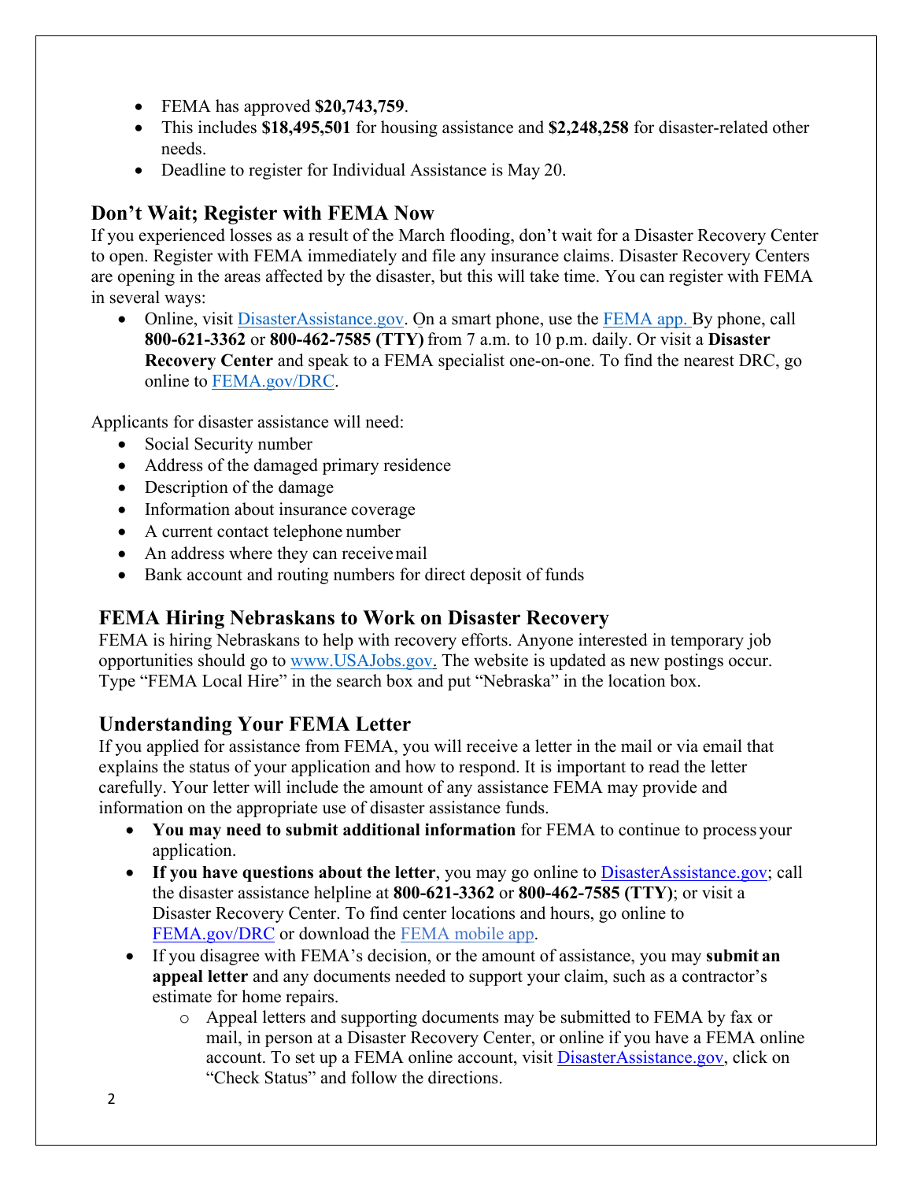- FEMA has approved **$20,743,759**.
- This includes **$18,495,501** for housing assistance and **$2,248,258** for disaster-related other needs.
- Deadline to register for Individual Assistance is May 20.

## Don't Wait; Register with FEMA Now

If you experienced losses as a result of the March flooding, don't wait for a Disaster Recovery Center to open. Register with FEMA immediately and file any insurance claims. Disaster Recovery Centers are opening in the areas affected by the disaster, but this will take time. You can register with FEMA in several ways:

- Online, visit [DisasterAssistance.gov](DisasterAssistance.gov). On a smart phone, use the [FEMA app.](FEMA app) By phone, call **800-621-3362** or **800-462-7585 (TTY)** from 7 a.m. to 10 p.m. daily. Or visit a **Disaster Recovery Center** and speak to a FEMA specialist one-on-one. To find the nearest DRC, go online to [FEMA.gov/DRC](FEMA.gov/DRC).

Applicants for disaster assistance will need:

- Social Security number
- Address of the damaged primary residence
- Description of the damage
- Information about insurance coverage
- A current contact telephone number
- An address where they can receive mail
- Bank account and routing numbers for direct deposit of funds

## FEMA Hiring Nebraskans to Work on Disaster Recovery

FEMA is hiring Nebraskans to help with recovery efforts. Anyone interested in temporary job opportunities should go to [www.USAJobs.gov.](www.USAJobs.gov) The website is updated as new postings occur. Type "FEMA Local Hire" in the search box and put "Nebraska" in the location box.

## Understanding Your FEMA Letter

If you applied for assistance from FEMA, you will receive a letter in the mail or via email that explains the status of your application and how to respond. It is important to read the letter carefully. Your letter will include the amount of any assistance FEMA may provide and information on the appropriate use of disaster assistance funds.

- **You may need to submit additional information** for FEMA to continue to process your application.
- **If you have questions about the letter**, you may go online to [DisasterAssistance.gov](DisasterAssistance.gov); call the disaster assistance helpline at **800-621-3362** or **800-462-7585 (TTY)**; or visit a Disaster Recovery Center. To find center locations and hours, go online to [FEMA.gov/DRC](FEMA.gov/DRC) or download the [FEMA mobile app](FEMA mobile app).
- If you disagree with FEMA's decision, or the amount of assistance, you may **submit an appeal letter** and any documents needed to support your claim, such as a contractor's estimate for home repairs.
  - Appeal letters and supporting documents may be submitted to FEMA by fax or mail, in person at a Disaster Recovery Center, or online if you have a FEMA online account. To set up a FEMA online account, visit [DisasterAssistance.gov](DisasterAssistance.gov), click on "Check Status" and follow the directions.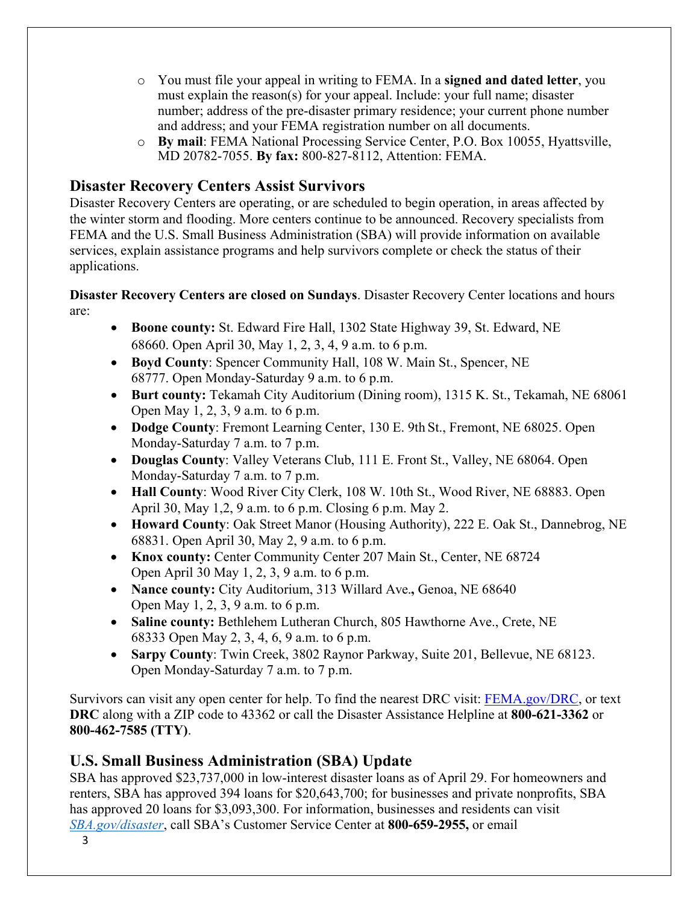- You must file your appeal in writing to FEMA. In a **signed and dated letter**, you must explain the reason(s) for your appeal. Include: your full name; disaster number; address of the pre-disaster primary residence; your current phone number and address; and your FEMA registration number on all documents.
- **By mail**: FEMA National Processing Service Center, P.O. Box 10055, Hyattsville, MD 20782-7055. **By fax:** 800-827-8112, Attention: FEMA.

## Disaster Recovery Centers Assist Survivors

Disaster Recovery Centers are operating, or are scheduled to begin operation, in areas affected by the winter storm and flooding. More centers continue to be announced. Recovery specialists from FEMA and the U.S. Small Business Administration (SBA) will provide information on available services, explain assistance programs and help survivors complete or check the status of their applications.

**Disaster Recovery Centers are closed on Sundays**. Disaster Recovery Center locations and hours are:

- **Boone county:** St. Edward Fire Hall, 1302 State Highway 39, St. Edward, NE 68660. Open April 30, May 1, 2, 3, 4, 9 a.m. to 6 p.m.
- **Boyd County**: Spencer Community Hall, 108 W. Main St., Spencer, NE 68777. Open Monday-Saturday 9 a.m. to 6 p.m.
- **Burt county:** Tekamah City Auditorium (Dining room), 1315 K. St., Tekamah, NE 68061 Open May 1, 2, 3, 9 a.m. to 6 p.m.
- **Dodge County**: Fremont Learning Center, 130 E. 9th St., Fremont, NE 68025. Open Monday-Saturday 7 a.m. to 7 p.m.
- **Douglas County**: Valley Veterans Club, 111 E. Front St., Valley, NE 68064. Open Monday-Saturday 7 a.m. to 7 p.m.
- **Hall County**: Wood River City Clerk, 108 W. 10th St., Wood River, NE 68883. Open April 30, May 1,2, 9 a.m. to 6 p.m. Closing 6 p.m. May 2.
- **Howard County**: Oak Street Manor (Housing Authority), 222 E. Oak St., Dannebrog, NE 68831. Open April 30, May 2, 9 a.m. to 6 p.m.
- **Knox county:** Center Community Center 207 Main St., Center, NE 68724 Open April 30 May 1, 2, 3, 9 a.m. to 6 p.m.
- **Nance county:** City Auditorium, 313 Willard Ave**.,** Genoa, NE 68640 Open May 1, 2, 3, 9 a.m. to 6 p.m.
- **Saline county:** Bethlehem Lutheran Church, 805 Hawthorne Ave., Crete, NE 68333 Open May 2, 3, 4, 6, 9 a.m. to 6 p.m.
- **Sarpy County**: Twin Creek, 3802 Raynor Parkway, Suite 201, Bellevue, NE 68123. Open Monday-Saturday 7 a.m. to 7 p.m.

Survivors can visit any open center for help. To find the nearest DRC visit: [FEMA.gov/DRC](FEMA.gov/DRC), or text **DRC** along with a ZIP code to 43362 or call the Disaster Assistance Helpline at **800-621-3362** or **800-462-7585 (TTY)**.

## U.S. Small Business Administration (SBA) Update

SBA has approved $23,737,000 in low-interest disaster loans as of April 29. For homeowners and renters, SBA has approved 394 loans for $20,643,700; for businesses and private nonprofits, SBA has approved 20 loans for $3,093,300. For information, businesses and residents can visit *[SBA.gov/disaster](SBA.gov/disaster)*, call SBA's Customer Service Center at **800-659-2955,** or email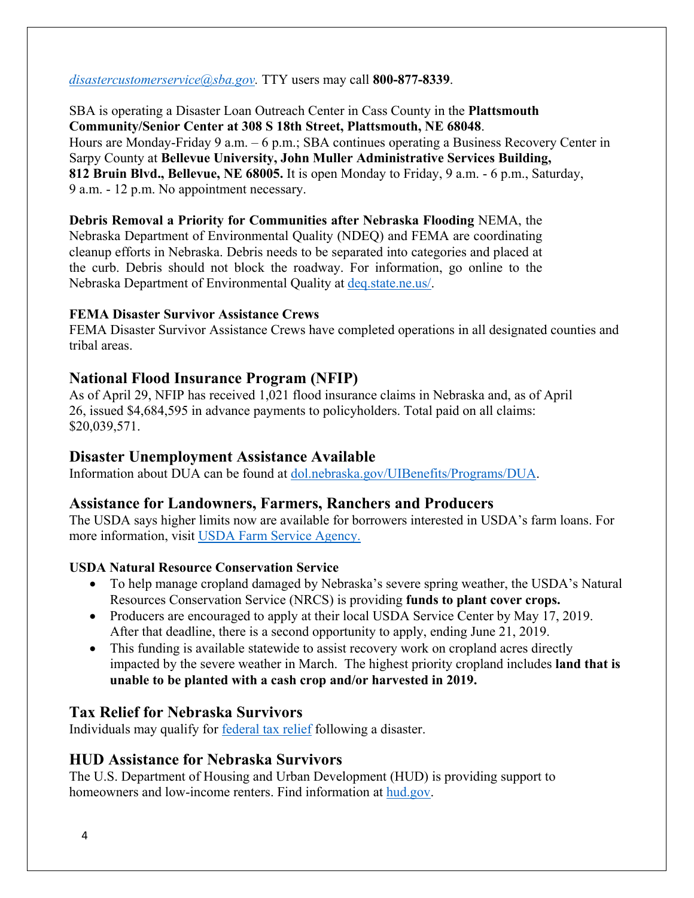*disastercustomerservice@sba.gov.* TTY users may call **800-877-8339**.

SBA is operating a Disaster Loan Outreach Center in Cass County in the **Plattsmouth Community/Senior Center at 308 S 18th Street, Plattsmouth, NE 68048**. Hours are Monday-Friday 9 a.m. – 6 p.m.; SBA continues operating a Business Recovery Center in Sarpy County at **Bellevue University, John Muller Administrative Services Building, 812 Bruin Blvd., Bellevue, NE 68005.** It is open Monday to Friday, 9 a.m. - 6 p.m., Saturday, 9 a.m. - 12 p.m. No appointment necessary.

**Debris Removal a Priority for Communities after Nebraska Flooding** NEMA, the Nebraska Department of Environmental Quality (NDEQ) and FEMA are coordinating cleanup efforts in Nebraska. Debris needs to be separated into categories and placed at the curb. Debris should not block the roadway. For information, go online to the Nebraska Department of Environmental Quality at deq.state.ne.us/.

#### FEMA Disaster Survivor Assistance Crews

FEMA Disaster Survivor Assistance Crews have completed operations in all designated counties and tribal areas.

## National Flood Insurance Program (NFIP)

As of April 29, NFIP has received 1,021 flood insurance claims in Nebraska and, as of April 26, issued $4,684,595 in advance payments to policyholders. Total paid on all claims: $20,039,571.

## Disaster Unemployment Assistance Available

Information about DUA can be found at dol.nebraska.gov/UIBenefits/Programs/DUA.

## Assistance for Landowners, Farmers, Ranchers and Producers

The USDA says higher limits now are available for borrowers interested in USDA's farm loans. For more information, visit USDA Farm Service Agency.

#### USDA Natural Resource Conservation Service

- To help manage cropland damaged by Nebraska's severe spring weather, the USDA's Natural Resources Conservation Service (NRCS) is providing **funds to plant cover crops.**
- Producers are encouraged to apply at their local USDA Service Center by May 17, 2019. After that deadline, there is a second opportunity to apply, ending June 21, 2019.
- This funding is available statewide to assist recovery work on cropland acres directly impacted by the severe weather in March. The highest priority cropland includes **land that is unable to be planted with a cash crop and/or harvested in 2019.**

## Tax Relief for Nebraska Survivors

Individuals may qualify for federal tax relief following a disaster.

## HUD Assistance for Nebraska Survivors

The U.S. Department of Housing and Urban Development (HUD) is providing support to homeowners and low-income renters. Find information at hud.gov.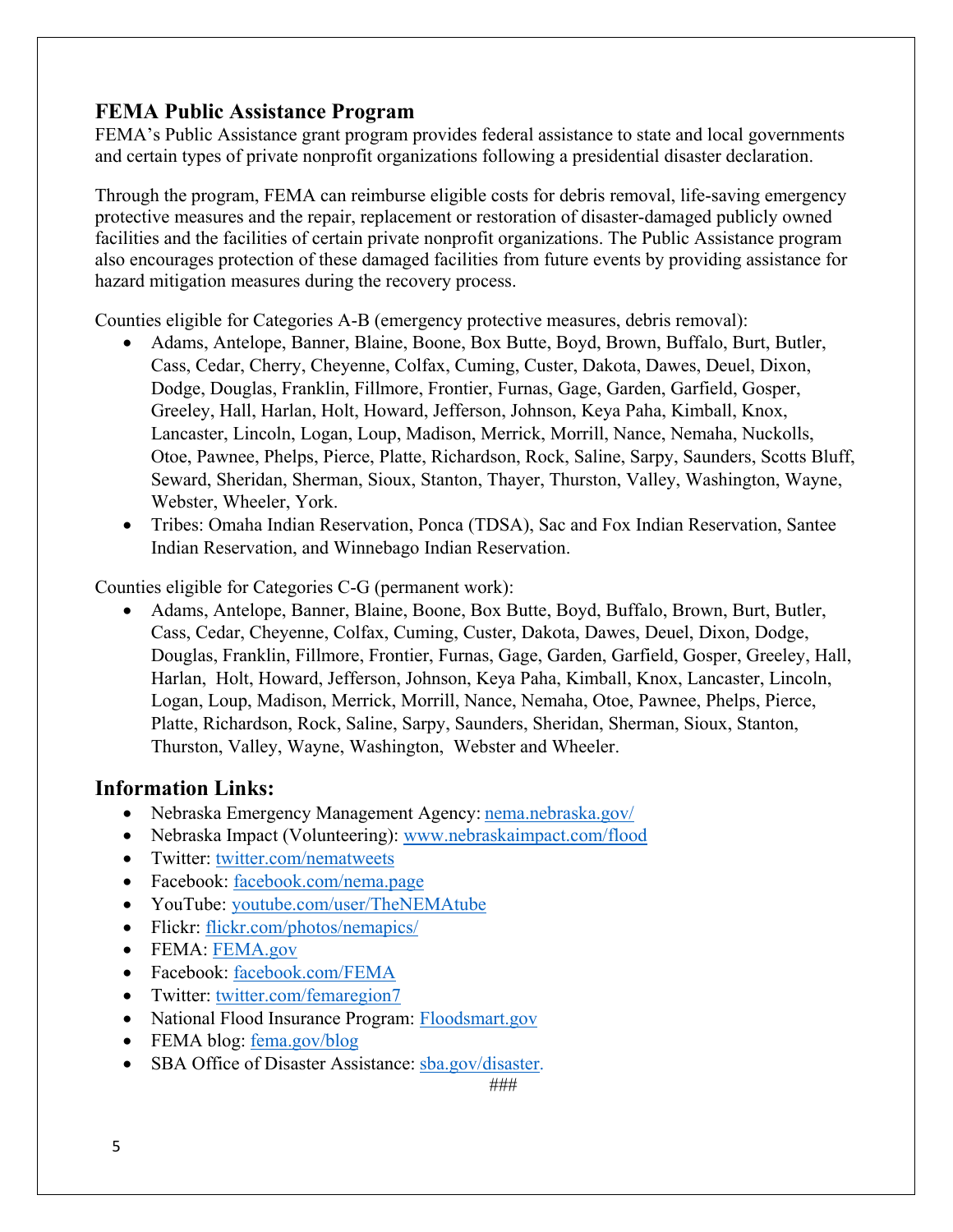## FEMA Public Assistance Program

FEMA's Public Assistance grant program provides federal assistance to state and local governments and certain types of private nonprofit organizations following a presidential disaster declaration.

Through the program, FEMA can reimburse eligible costs for debris removal, life-saving emergency protective measures and the repair, replacement or restoration of disaster-damaged publicly owned facilities and the facilities of certain private nonprofit organizations. The Public Assistance program also encourages protection of these damaged facilities from future events by providing assistance for hazard mitigation measures during the recovery process.

Counties eligible for Categories A-B (emergency protective measures, debris removal):

- Adams, Antelope, Banner, Blaine, Boone, Box Butte, Boyd, Brown, Buffalo, Burt, Butler, Cass, Cedar, Cherry, Cheyenne, Colfax, Cuming, Custer, Dakota, Dawes, Deuel, Dixon, Dodge, Douglas, Franklin, Fillmore, Frontier, Furnas, Gage, Garden, Garfield, Gosper, Greeley, Hall, Harlan, Holt, Howard, Jefferson, Johnson, Keya Paha, Kimball, Knox, Lancaster, Lincoln, Logan, Loup, Madison, Merrick, Morrill, Nance, Nemaha, Nuckolls, Otoe, Pawnee, Phelps, Pierce, Platte, Richardson, Rock, Saline, Sarpy, Saunders, Scotts Bluff, Seward, Sheridan, Sherman, Sioux, Stanton, Thayer, Thurston, Valley, Washington, Wayne, Webster, Wheeler, York.
- Tribes: Omaha Indian Reservation, Ponca (TDSA), Sac and Fox Indian Reservation, Santee Indian Reservation, and Winnebago Indian Reservation.

Counties eligible for Categories C-G (permanent work):

- Adams, Antelope, Banner, Blaine, Boone, Box Butte, Boyd, Buffalo, Brown, Burt, Butler, Cass, Cedar, Cheyenne, Colfax, Cuming, Custer, Dakota, Dawes, Deuel, Dixon, Dodge, Douglas, Franklin, Fillmore, Frontier, Furnas, Gage, Garden, Garfield, Gosper, Greeley, Hall, Harlan, Holt, Howard, Jefferson, Johnson, Keya Paha, Kimball, Knox, Lancaster, Lincoln, Logan, Loup, Madison, Merrick, Morrill, Nance, Nemaha, Otoe, Pawnee, Phelps, Pierce, Platte, Richardson, Rock, Saline, Sarpy, Saunders, Sheridan, Sherman, Sioux, Stanton, Thurston, Valley, Wayne, Washington, Webster and Wheeler.

## Information Links:

- Nebraska Emergency Management Agency: nema.nebraska.gov/
- Nebraska Impact (Volunteering): www.nebraskaimpact.com/flood
- Twitter: twitter.com/nematweets
- Facebook: facebook.com/nema.page
- YouTube: youtube.com/user/TheNEMAtube
- Flickr: flickr.com/photos/nemapics/
- FEMA: FEMA.gov
- Facebook: facebook.com/FEMA
- Twitter: twitter.com/femaregion7
- National Flood Insurance Program: Floodsmart.gov
- FEMA blog: fema.gov/blog
- SBA Office of Disaster Assistance: sba.gov/disaster.

###